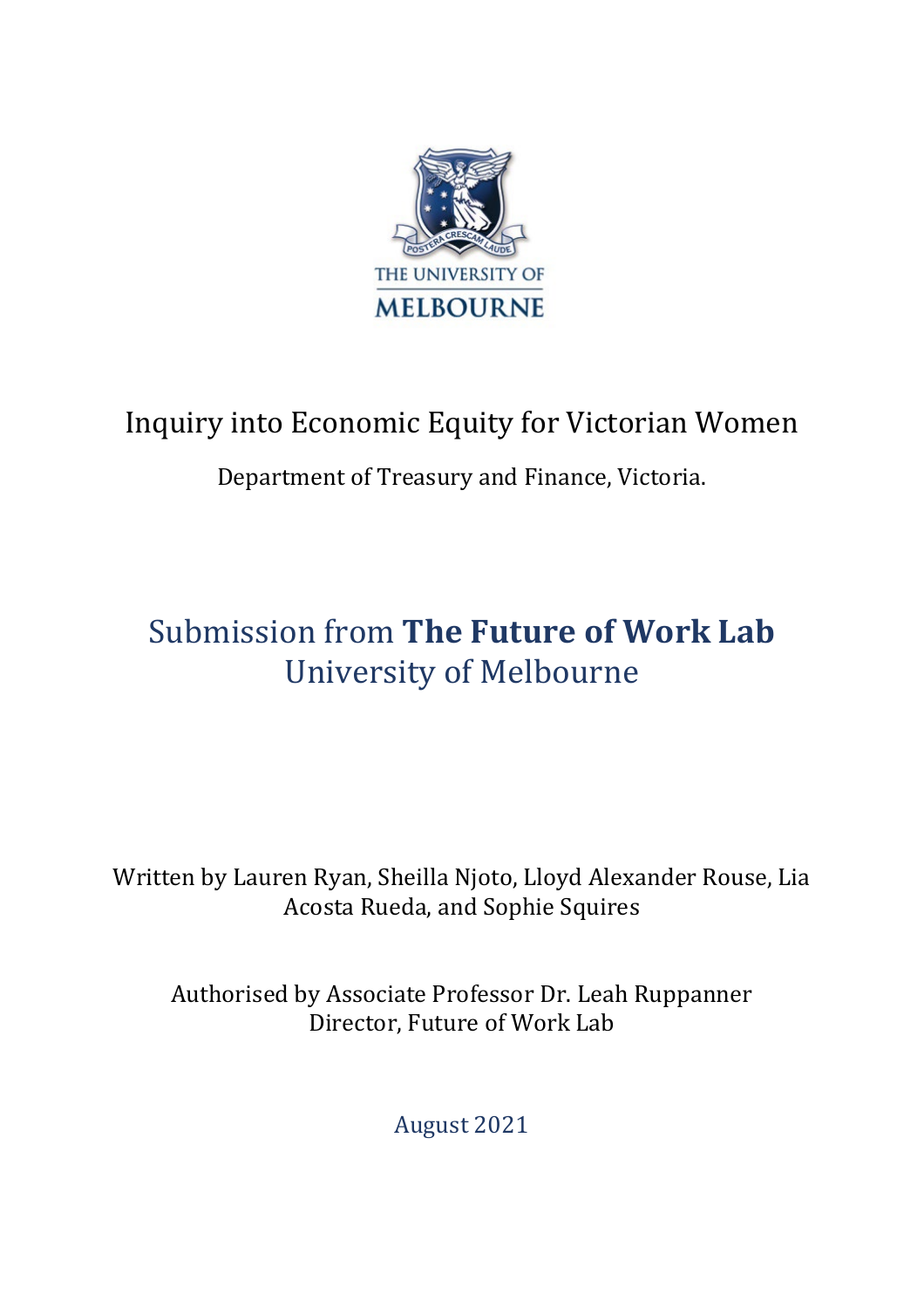THE UNIVERSITY OF MELBOURNE

# Inquiry into Economic Equity for Victorian Women

Department of Treasury and Finance, Victoria.

## Submission from **The Future of Work Lab** University of Melbourne

Written by Lauren Ryan, Sheilla Njoto, Lloyd Alexander Rouse, Lia Acosta Rueda, and Sophie Squires

Authorised by Associate Professor Dr. Leah Ruppanner
Director, Future of Work Lab

August 2021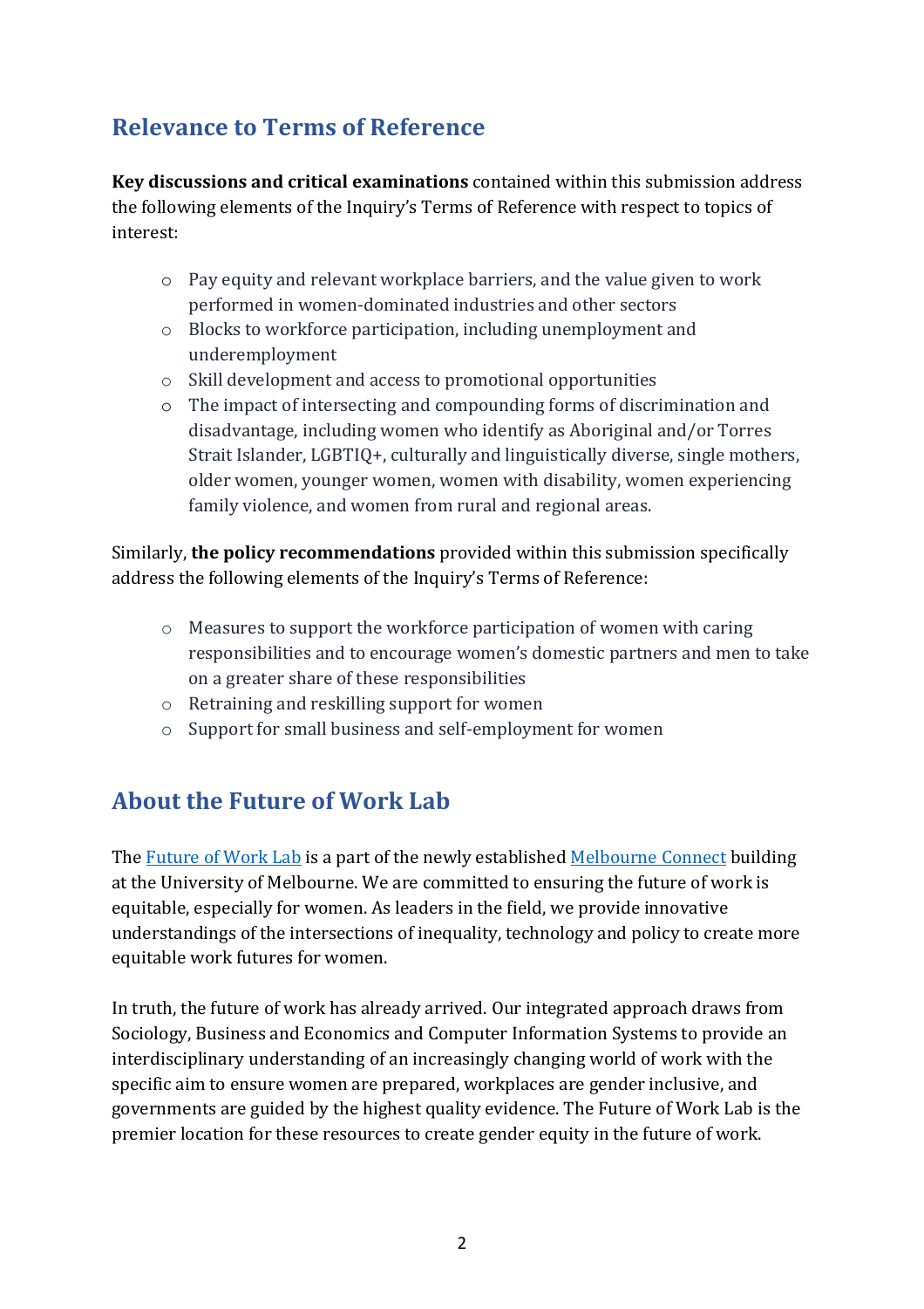## Relevance to Terms of Reference

**Key discussions and critical examinations** contained within this submission address the following elements of the Inquiry's Terms of Reference with respect to topics of interest:

- Pay equity and relevant workplace barriers, and the value given to work performed in women-dominated industries and other sectors
- Blocks to workforce participation, including unemployment and underemployment
- Skill development and access to promotional opportunities
- The impact of intersecting and compounding forms of discrimination and disadvantage, including women who identify as Aboriginal and/or Torres Strait Islander, LGBTIQ+, culturally and linguistically diverse, single mothers, older women, younger women, women with disability, women experiencing family violence, and women from rural and regional areas.

Similarly, **the policy recommendations** provided within this submission specifically address the following elements of the Inquiry's Terms of Reference:

- Measures to support the workforce participation of women with caring responsibilities and to encourage women's domestic partners and men to take on a greater share of these responsibilities
- Retraining and reskilling support for women
- Support for small business and self-employment for women

## About the Future of Work Lab

The Future of Work Lab is a part of the newly established Melbourne Connect building at the University of Melbourne. We are committed to ensuring the future of work is equitable, especially for women. As leaders in the field, we provide innovative understandings of the intersections of inequality, technology and policy to create more equitable work futures for women.

In truth, the future of work has already arrived. Our integrated approach draws from Sociology, Business and Economics and Computer Information Systems to provide an interdisciplinary understanding of an increasingly changing world of work with the specific aim to ensure women are prepared, workplaces are gender inclusive, and governments are guided by the highest quality evidence. The Future of Work Lab is the premier location for these resources to create gender equity in the future of work.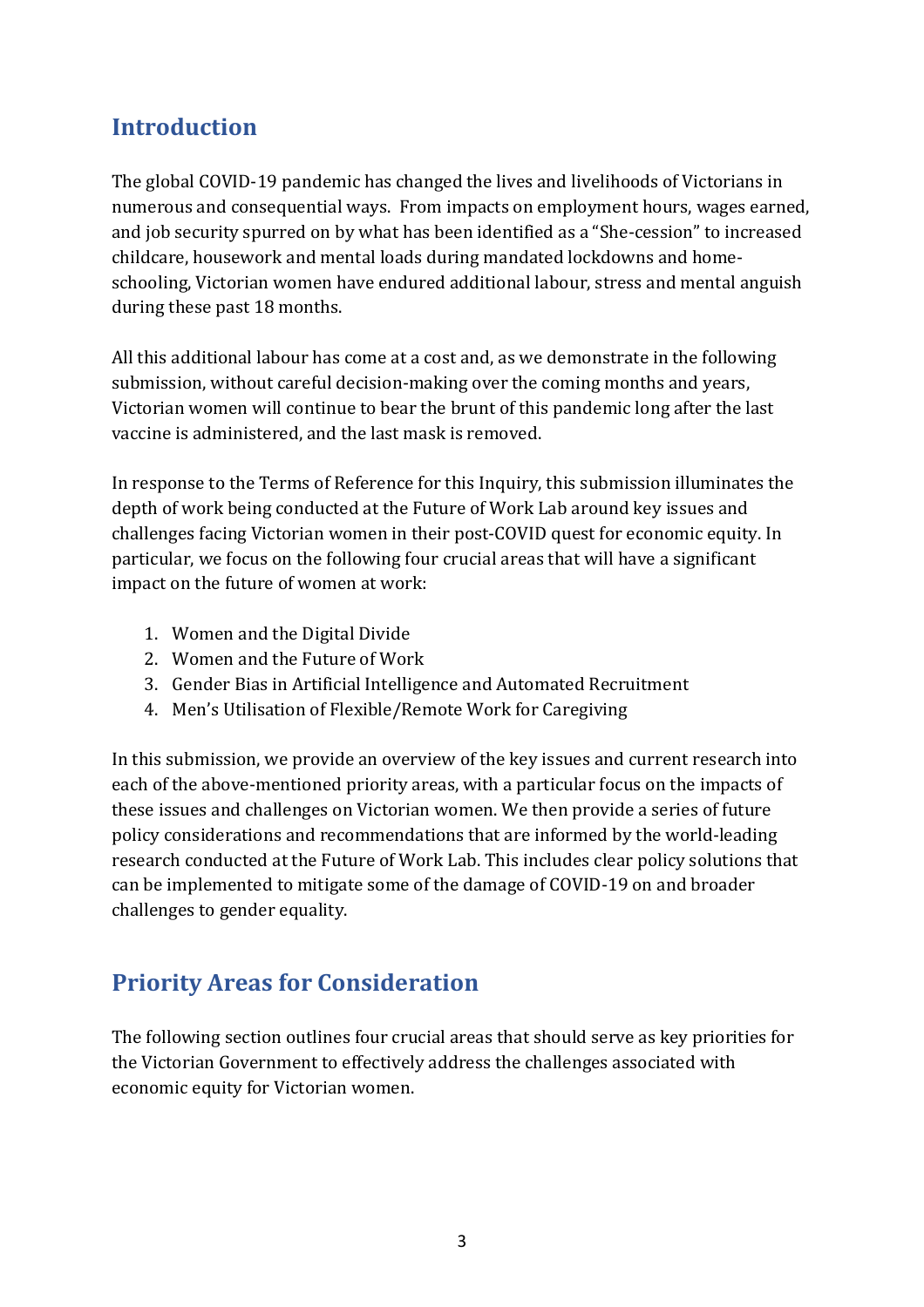## Introduction

The global COVID-19 pandemic has changed the lives and livelihoods of Victorians in numerous and consequential ways. From impacts on employment hours, wages earned, and job security spurred on by what has been identified as a "She-cession" to increased childcare, housework and mental loads during mandated lockdowns and home-schooling, Victorian women have endured additional labour, stress and mental anguish during these past 18 months.

All this additional labour has come at a cost and, as we demonstrate in the following submission, without careful decision-making over the coming months and years, Victorian women will continue to bear the brunt of this pandemic long after the last vaccine is administered, and the last mask is removed.

In response to the Terms of Reference for this Inquiry, this submission illuminates the depth of work being conducted at the Future of Work Lab around key issues and challenges facing Victorian women in their post-COVID quest for economic equity. In particular, we focus on the following four crucial areas that will have a significant impact on the future of women at work:

1. Women and the Digital Divide
2. Women and the Future of Work
3. Gender Bias in Artificial Intelligence and Automated Recruitment
4. Men's Utilisation of Flexible/Remote Work for Caregiving

In this submission, we provide an overview of the key issues and current research into each of the above-mentioned priority areas, with a particular focus on the impacts of these issues and challenges on Victorian women. We then provide a series of future policy considerations and recommendations that are informed by the world-leading research conducted at the Future of Work Lab. This includes clear policy solutions that can be implemented to mitigate some of the damage of COVID-19 on and broader challenges to gender equality.

## Priority Areas for Consideration

The following section outlines four crucial areas that should serve as key priorities for the Victorian Government to effectively address the challenges associated with economic equity for Victorian women.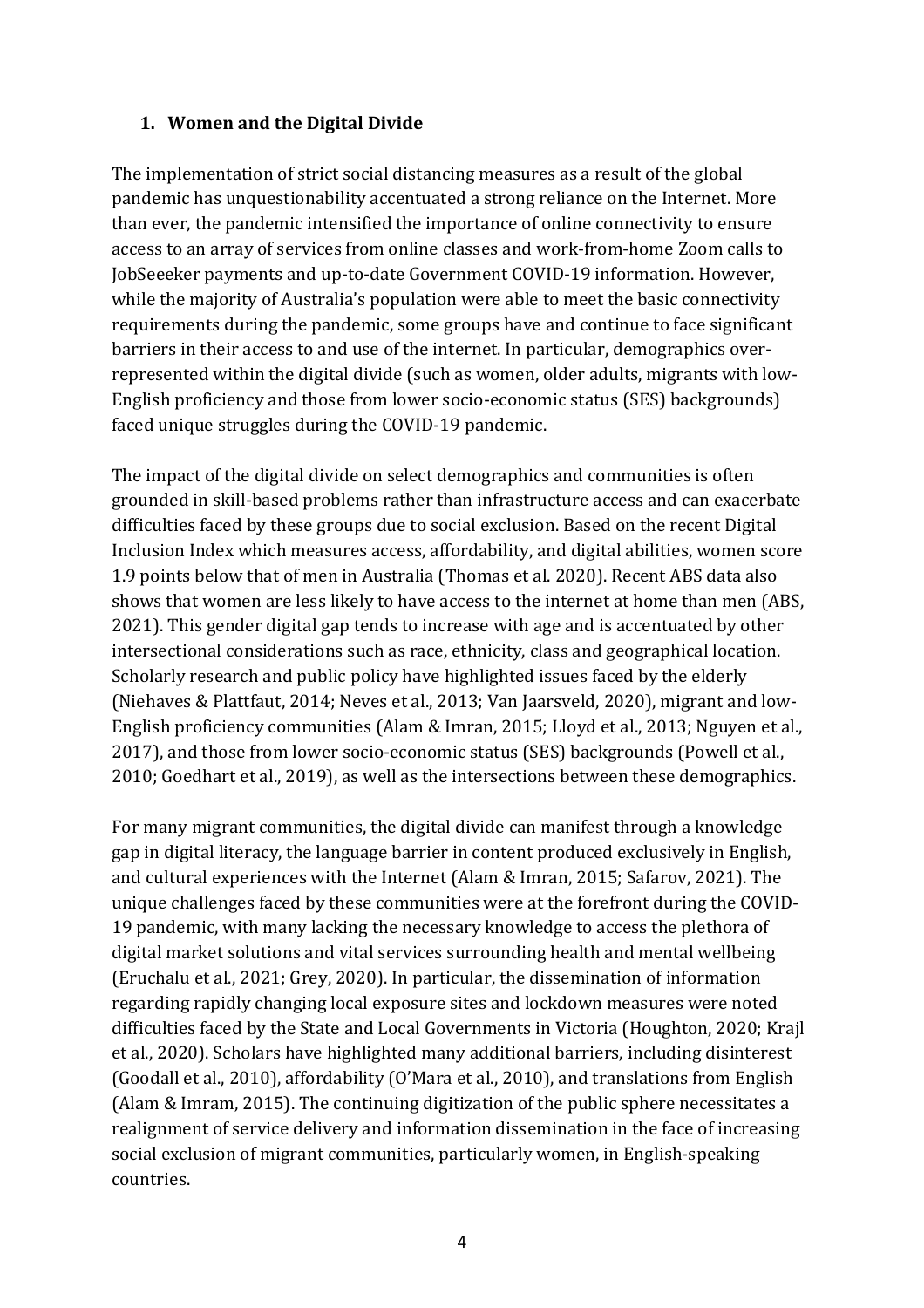## 1. Women and the Digital Divide

The implementation of strict social distancing measures as a result of the global pandemic has unquestionability accentuated a strong reliance on the Internet. More than ever, the pandemic intensified the importance of online connectivity to ensure access to an array of services from online classes and work-from-home Zoom calls to JobSeeeker payments and up-to-date Government COVID-19 information. However, while the majority of Australia's population were able to meet the basic connectivity requirements during the pandemic, some groups have and continue to face significant barriers in their access to and use of the internet. In particular, demographics over-represented within the digital divide (such as women, older adults, migrants with low-English proficiency and those from lower socio-economic status (SES) backgrounds) faced unique struggles during the COVID-19 pandemic.

The impact of the digital divide on select demographics and communities is often grounded in skill-based problems rather than infrastructure access and can exacerbate difficulties faced by these groups due to social exclusion. Based on the recent Digital Inclusion Index which measures access, affordability, and digital abilities, women score 1.9 points below that of men in Australia (Thomas et al. 2020). Recent ABS data also shows that women are less likely to have access to the internet at home than men (ABS, 2021). This gender digital gap tends to increase with age and is accentuated by other intersectional considerations such as race, ethnicity, class and geographical location. Scholarly research and public policy have highlighted issues faced by the elderly (Niehaves & Plattfaut, 2014; Neves et al., 2013; Van Jaarsveld, 2020), migrant and low-English proficiency communities (Alam & Imran, 2015; Lloyd et al., 2013; Nguyen et al., 2017), and those from lower socio-economic status (SES) backgrounds (Powell et al., 2010; Goedhart et al., 2019), as well as the intersections between these demographics.

For many migrant communities, the digital divide can manifest through a knowledge gap in digital literacy, the language barrier in content produced exclusively in English, and cultural experiences with the Internet (Alam & Imran, 2015; Safarov, 2021). The unique challenges faced by these communities were at the forefront during the COVID-19 pandemic, with many lacking the necessary knowledge to access the plethora of digital market solutions and vital services surrounding health and mental wellbeing (Eruchalu et al., 2021; Grey, 2020). In particular, the dissemination of information regarding rapidly changing local exposure sites and lockdown measures were noted difficulties faced by the State and Local Governments in Victoria (Houghton, 2020; Krajl et al., 2020). Scholars have highlighted many additional barriers, including disinterest (Goodall et al., 2010), affordability (O'Mara et al., 2010), and translations from English (Alam & Imram, 2015). The continuing digitization of the public sphere necessitates a realignment of service delivery and information dissemination in the face of increasing social exclusion of migrant communities, particularly women, in English-speaking countries.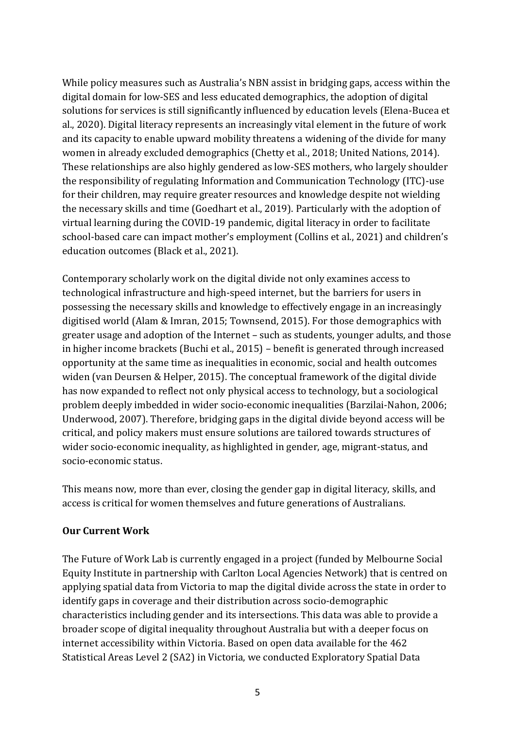While policy measures such as Australia's NBN assist in bridging gaps, access within the digital domain for low-SES and less educated demographics, the adoption of digital solutions for services is still significantly influenced by education levels (Elena-Bucea et al., 2020). Digital literacy represents an increasingly vital element in the future of work and its capacity to enable upward mobility threatens a widening of the divide for many women in already excluded demographics (Chetty et al., 2018; United Nations, 2014). These relationships are also highly gendered as low-SES mothers, who largely shoulder the responsibility of regulating Information and Communication Technology (ITC)-use for their children, may require greater resources and knowledge despite not wielding the necessary skills and time (Goedhart et al., 2019). Particularly with the adoption of virtual learning during the COVID-19 pandemic, digital literacy in order to facilitate school-based care can impact mother's employment (Collins et al., 2021) and children's education outcomes (Black et al., 2021).

Contemporary scholarly work on the digital divide not only examines access to technological infrastructure and high-speed internet, but the barriers for users in possessing the necessary skills and knowledge to effectively engage in an increasingly digitised world (Alam & Imran, 2015; Townsend, 2015). For those demographics with greater usage and adoption of the Internet – such as students, younger adults, and those in higher income brackets (Buchi et al., 2015) – benefit is generated through increased opportunity at the same time as inequalities in economic, social and health outcomes widen (van Deursen & Helper, 2015). The conceptual framework of the digital divide has now expanded to reflect not only physical access to technology, but a sociological problem deeply imbedded in wider socio-economic inequalities (Barzilai-Nahon, 2006; Underwood, 2007). Therefore, bridging gaps in the digital divide beyond access will be critical, and policy makers must ensure solutions are tailored towards structures of wider socio-economic inequality, as highlighted in gender, age, migrant-status, and socio-economic status.

This means now, more than ever, closing the gender gap in digital literacy, skills, and access is critical for women themselves and future generations of Australians.

**Our Current Work**

The Future of Work Lab is currently engaged in a project (funded by Melbourne Social Equity Institute in partnership with Carlton Local Agencies Network) that is centred on applying spatial data from Victoria to map the digital divide across the state in order to identify gaps in coverage and their distribution across socio-demographic characteristics including gender and its intersections. This data was able to provide a broader scope of digital inequality throughout Australia but with a deeper focus on internet accessibility within Victoria. Based on open data available for the 462 Statistical Areas Level 2 (SA2) in Victoria, we conducted Exploratory Spatial Data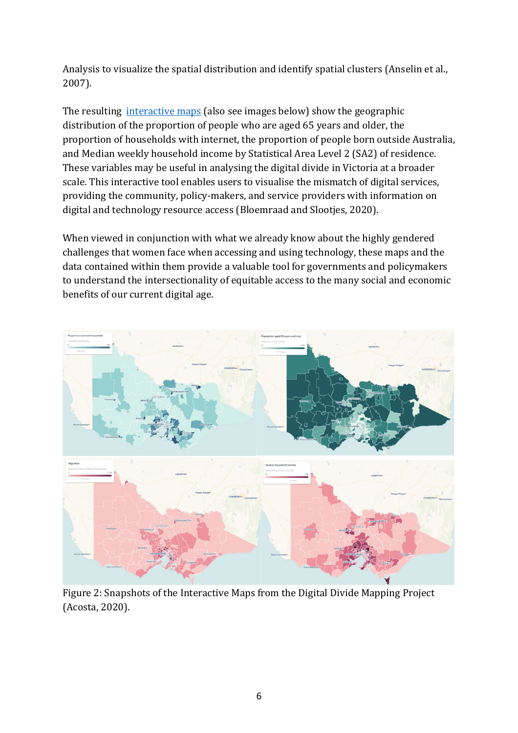Analysis to visualize the spatial distribution and identify spatial clusters (Anselin et al., 2007).

The resulting [interactive maps](#) (also see images below) show the geographic distribution of the proportion of people who are aged 65 years and older, the proportion of households with internet, the proportion of people born outside Australia, and Median weekly household income by Statistical Area Level 2 (SA2) of residence. These variables may be useful in analysing the digital divide in Victoria at a broader scale. This interactive tool enables users to visualise the mismatch of digital services, providing the community, policy-makers, and service providers with information on digital and technology resource access (Bloemraad and Slootjes, 2020).

When viewed in conjunction with what we already know about the highly gendered challenges that women face when accessing and using technology, these maps and the data contained within them provide a valuable tool for governments and policymakers to understand the intersectionality of equitable access to the many social and economic benefits of our current digital age.

Figure 2: Snapshots of the Interactive Maps from the Digital Divide Mapping Project (Acosta, 2020).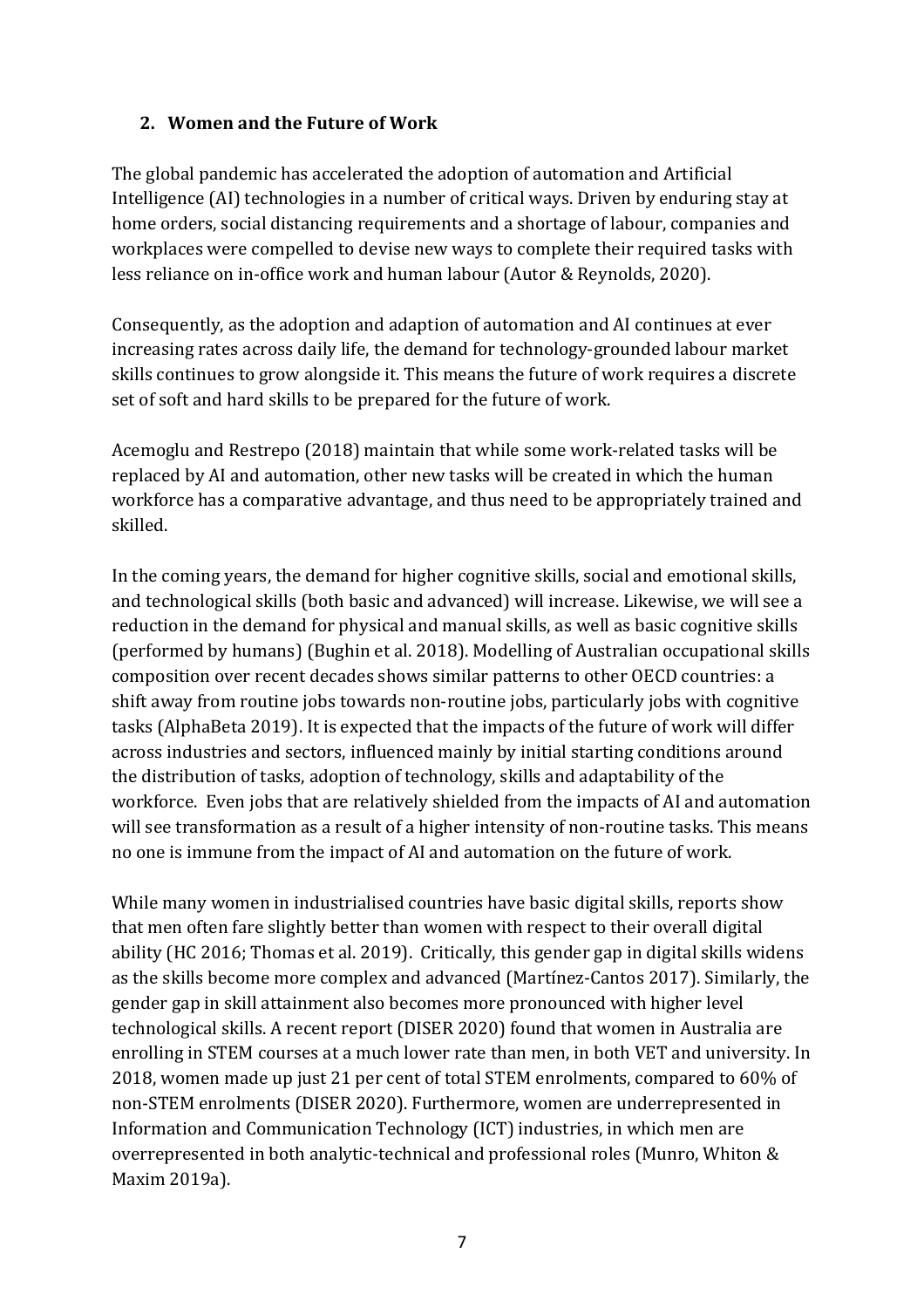## 2. Women and the Future of Work

The global pandemic has accelerated the adoption of automation and Artificial Intelligence (AI) technologies in a number of critical ways. Driven by enduring stay at home orders, social distancing requirements and a shortage of labour, companies and workplaces were compelled to devise new ways to complete their required tasks with less reliance on in-office work and human labour (Autor & Reynolds, 2020).

Consequently, as the adoption and adaption of automation and AI continues at ever increasing rates across daily life, the demand for technology-grounded labour market skills continues to grow alongside it. This means the future of work requires a discrete set of soft and hard skills to be prepared for the future of work.

Acemoglu and Restrepo (2018) maintain that while some work-related tasks will be replaced by AI and automation, other new tasks will be created in which the human workforce has a comparative advantage, and thus need to be appropriately trained and skilled.

In the coming years, the demand for higher cognitive skills, social and emotional skills, and technological skills (both basic and advanced) will increase. Likewise, we will see a reduction in the demand for physical and manual skills, as well as basic cognitive skills (performed by humans) (Bughin et al. 2018). Modelling of Australian occupational skills composition over recent decades shows similar patterns to other OECD countries: a shift away from routine jobs towards non-routine jobs, particularly jobs with cognitive tasks (AlphaBeta 2019). It is expected that the impacts of the future of work will differ across industries and sectors, influenced mainly by initial starting conditions around the distribution of tasks, adoption of technology, skills and adaptability of the workforce. Even jobs that are relatively shielded from the impacts of AI and automation will see transformation as a result of a higher intensity of non-routine tasks. This means no one is immune from the impact of AI and automation on the future of work.

While many women in industrialised countries have basic digital skills, reports show that men often fare slightly better than women with respect to their overall digital ability (HC 2016; Thomas et al. 2019). Critically, this gender gap in digital skills widens as the skills become more complex and advanced (Martínez-Cantos 2017). Similarly, the gender gap in skill attainment also becomes more pronounced with higher level technological skills. A recent report (DISER 2020) found that women in Australia are enrolling in STEM courses at a much lower rate than men, in both VET and university. In 2018, women made up just 21 per cent of total STEM enrolments, compared to 60% of non-STEM enrolments (DISER 2020). Furthermore, women are underrepresented in Information and Communication Technology (ICT) industries, in which men are overrepresented in both analytic-technical and professional roles (Munro, Whiton & Maxim 2019a).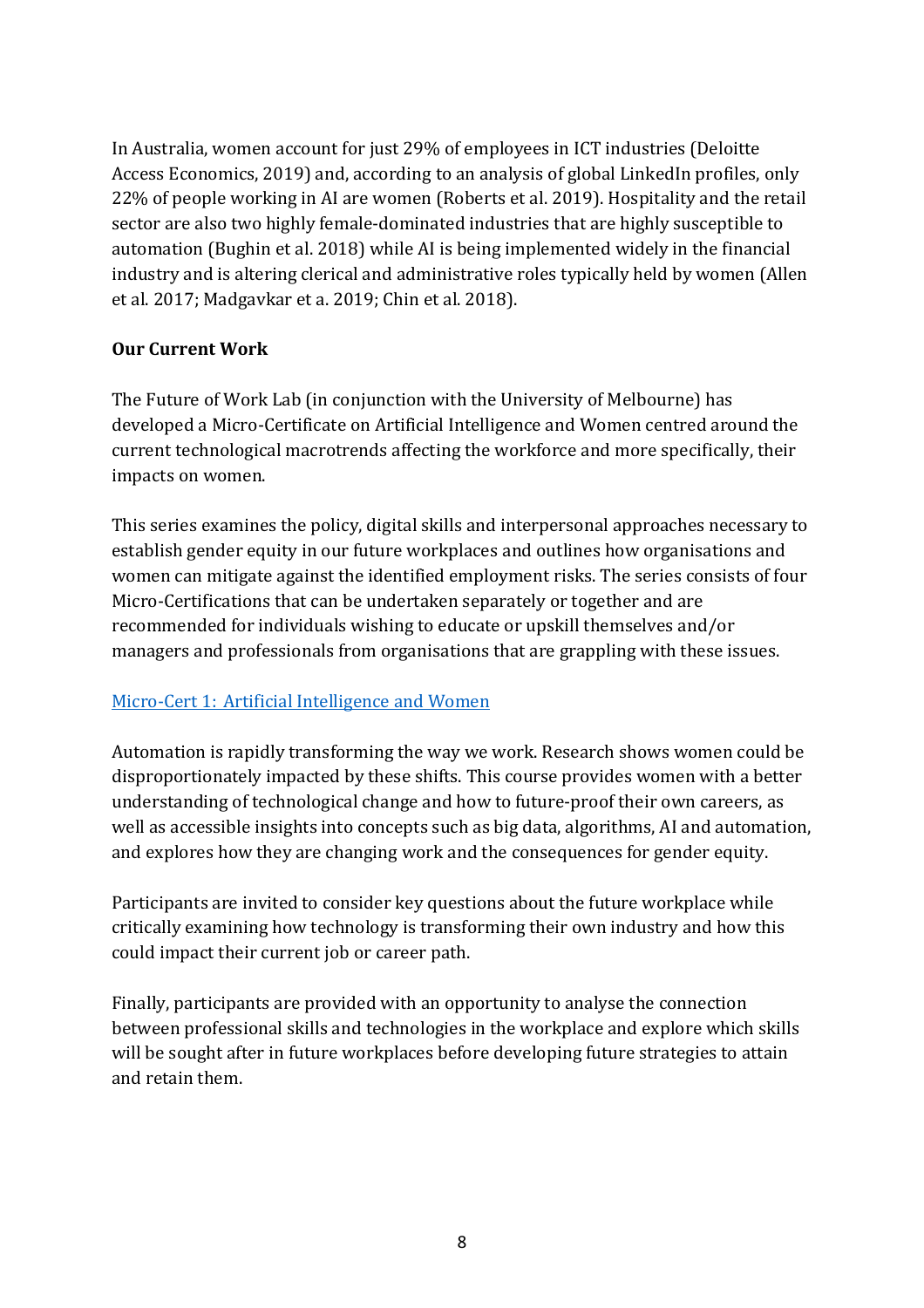In Australia, women account for just 29% of employees in ICT industries (Deloitte Access Economics, 2019) and, according to an analysis of global LinkedIn profiles, only 22% of people working in AI are women (Roberts et al. 2019). Hospitality and the retail sector are also two highly female-dominated industries that are highly susceptible to automation (Bughin et al. 2018) while AI is being implemented widely in the financial industry and is altering clerical and administrative roles typically held by women (Allen et al. 2017; Madgavkar et a. 2019; Chin et al. 2018).

**Our Current Work**

The Future of Work Lab (in conjunction with the University of Melbourne) has developed a Micro-Certificate on Artificial Intelligence and Women centred around the current technological macrotrends affecting the workforce and more specifically, their impacts on women.

This series examines the policy, digital skills and interpersonal approaches necessary to establish gender equity in our future workplaces and outlines how organisations and women can mitigate against the identified employment risks. The series consists of four Micro-Certifications that can be undertaken separately or together and are recommended for individuals wishing to educate or upskill themselves and/or managers and professionals from organisations that are grappling with these issues.

Micro-Cert 1: Artificial Intelligence and Women

Automation is rapidly transforming the way we work. Research shows women could be disproportionately impacted by these shifts. This course provides women with a better understanding of technological change and how to future-proof their own careers, as well as accessible insights into concepts such as big data, algorithms, AI and automation, and explores how they are changing work and the consequences for gender equity.

Participants are invited to consider key questions about the future workplace while critically examining how technology is transforming their own industry and how this could impact their current job or career path.

Finally, participants are provided with an opportunity to analyse the connection between professional skills and technologies in the workplace and explore which skills will be sought after in future workplaces before developing future strategies to attain and retain them.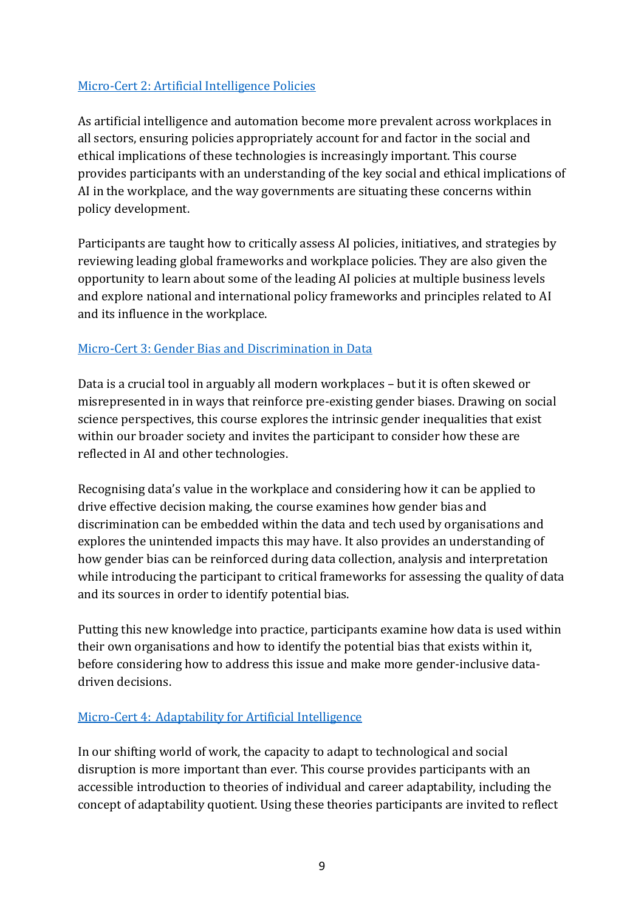### [Micro-Cert 2: Artificial Intelligence Policies]

As artificial intelligence and automation become more prevalent across workplaces in all sectors, ensuring policies appropriately account for and factor in the social and ethical implications of these technologies is increasingly important. This course provides participants with an understanding of the key social and ethical implications of AI in the workplace, and the way governments are situating these concerns within policy development.

Participants are taught how to critically assess AI policies, initiatives, and strategies by reviewing leading global frameworks and workplace policies. They are also given the opportunity to learn about some of the leading AI policies at multiple business levels and explore national and international policy frameworks and principles related to AI and its influence in the workplace.

### [Micro-Cert 3: Gender Bias and Discrimination in Data]

Data is a crucial tool in arguably all modern workplaces – but it is often skewed or misrepresented in in ways that reinforce pre-existing gender biases. Drawing on social science perspectives, this course explores the intrinsic gender inequalities that exist within our broader society and invites the participant to consider how these are reflected in AI and other technologies.

Recognising data's value in the workplace and considering how it can be applied to drive effective decision making, the course examines how gender bias and discrimination can be embedded within the data and tech used by organisations and explores the unintended impacts this may have. It also provides an understanding of how gender bias can be reinforced during data collection, analysis and interpretation while introducing the participant to critical frameworks for assessing the quality of data and its sources in order to identify potential bias.

Putting this new knowledge into practice, participants examine how data is used within their own organisations and how to identify the potential bias that exists within it, before considering how to address this issue and make more gender-inclusive data-driven decisions.

### [Micro-Cert 4: Adaptability for Artificial Intelligence]

In our shifting world of work, the capacity to adapt to technological and social disruption is more important than ever. This course provides participants with an accessible introduction to theories of individual and career adaptability, including the concept of adaptability quotient. Using these theories participants are invited to reflect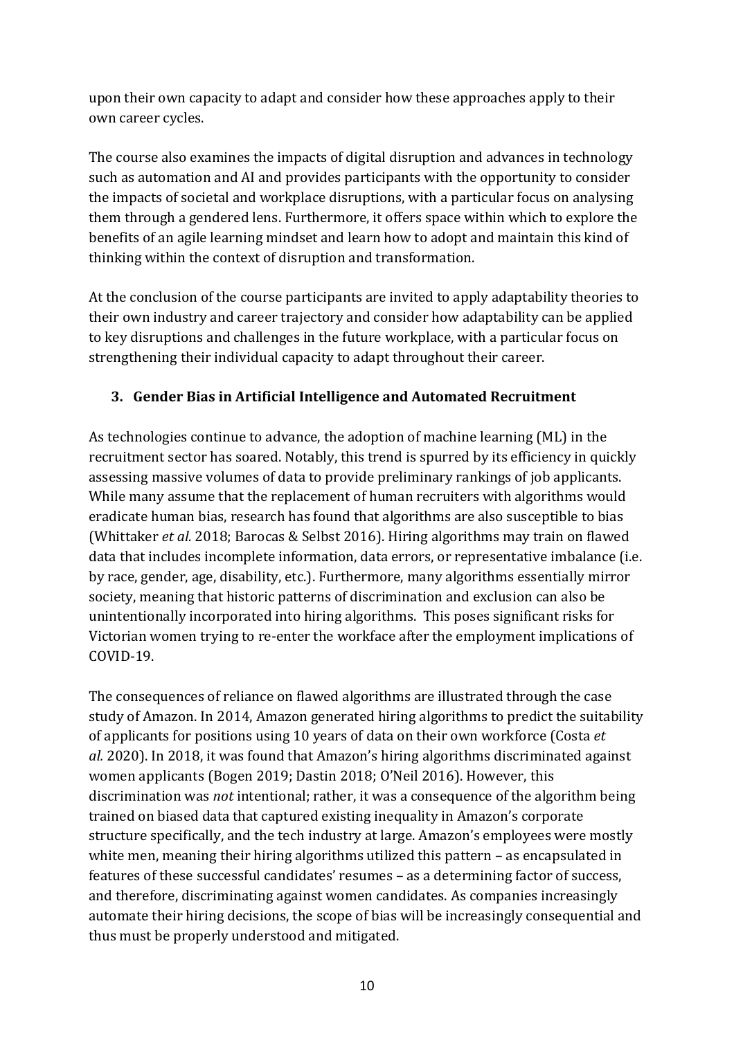upon their own capacity to adapt and consider how these approaches apply to their own career cycles.

The course also examines the impacts of digital disruption and advances in technology such as automation and AI and provides participants with the opportunity to consider the impacts of societal and workplace disruptions, with a particular focus on analysing them through a gendered lens. Furthermore, it offers space within which to explore the benefits of an agile learning mindset and learn how to adopt and maintain this kind of thinking within the context of disruption and transformation.

At the conclusion of the course participants are invited to apply adaptability theories to their own industry and career trajectory and consider how adaptability can be applied to key disruptions and challenges in the future workplace, with a particular focus on strengthening their individual capacity to adapt throughout their career.

## 3. Gender Bias in Artificial Intelligence and Automated Recruitment

As technologies continue to advance, the adoption of machine learning (ML) in the recruitment sector has soared. Notably, this trend is spurred by its efficiency in quickly assessing massive volumes of data to provide preliminary rankings of job applicants. While many assume that the replacement of human recruiters with algorithms would eradicate human bias, research has found that algorithms are also susceptible to bias (Whittaker *et al.* 2018; Barocas & Selbst 2016). Hiring algorithms may train on flawed data that includes incomplete information, data errors, or representative imbalance (i.e. by race, gender, age, disability, etc.). Furthermore, many algorithms essentially mirror society, meaning that historic patterns of discrimination and exclusion can also be unintentionally incorporated into hiring algorithms. This poses significant risks for Victorian women trying to re-enter the workface after the employment implications of COVID-19.

The consequences of reliance on flawed algorithms are illustrated through the case study of Amazon. In 2014, Amazon generated hiring algorithms to predict the suitability of applicants for positions using 10 years of data on their own workforce (Costa *et al.* 2020). In 2018, it was found that Amazon's hiring algorithms discriminated against women applicants (Bogen 2019; Dastin 2018; O'Neil 2016). However, this discrimination was *not* intentional; rather, it was a consequence of the algorithm being trained on biased data that captured existing inequality in Amazon's corporate structure specifically, and the tech industry at large. Amazon's employees were mostly white men, meaning their hiring algorithms utilized this pattern – as encapsulated in features of these successful candidates' resumes – as a determining factor of success, and therefore, discriminating against women candidates. As companies increasingly automate their hiring decisions, the scope of bias will be increasingly consequential and thus must be properly understood and mitigated.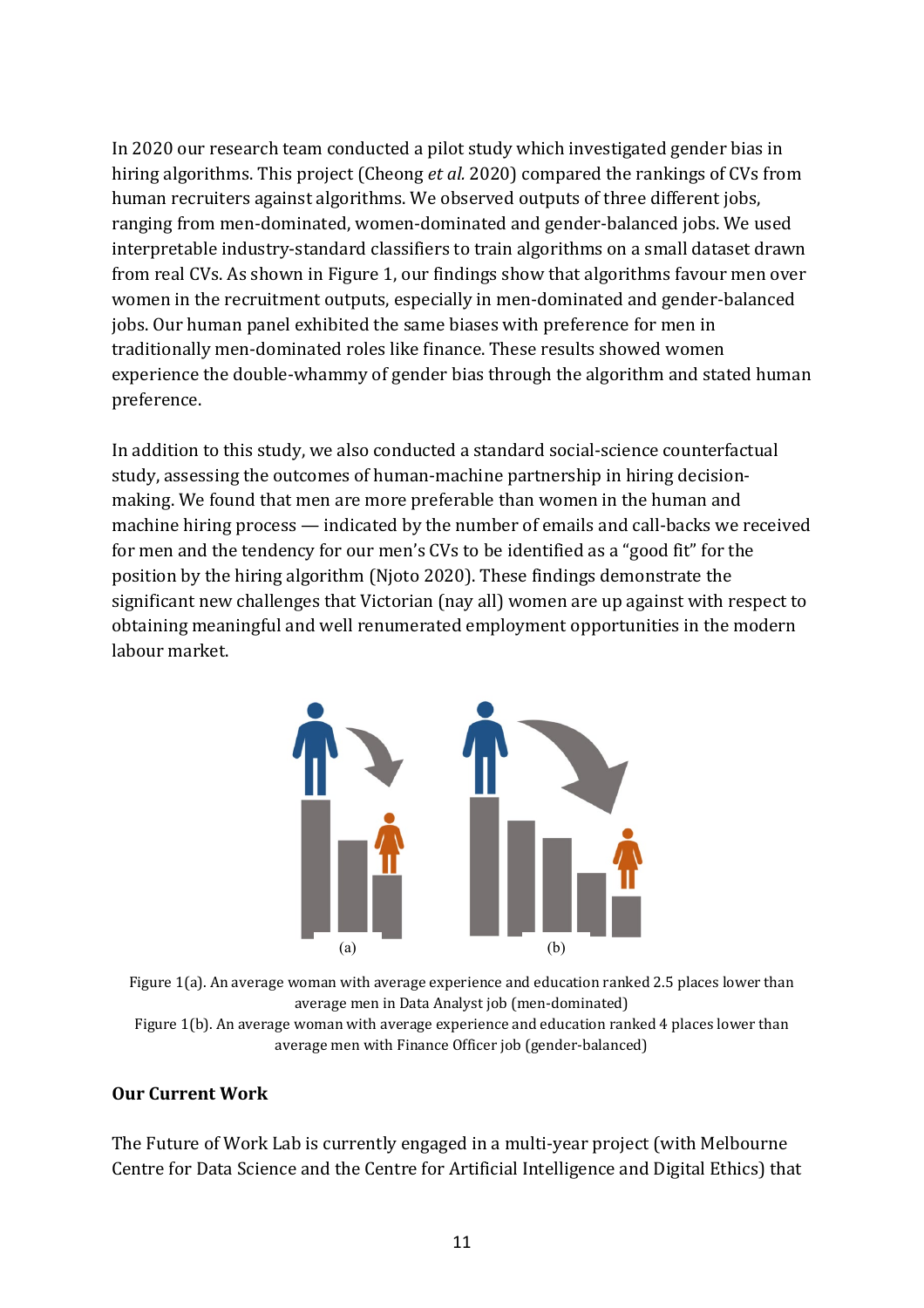In 2020 our research team conducted a pilot study which investigated gender bias in hiring algorithms. This project (Cheong *et al.* 2020) compared the rankings of CVs from human recruiters against algorithms. We observed outputs of three different jobs, ranging from men-dominated, women-dominated and gender-balanced jobs. We used interpretable industry-standard classifiers to train algorithms on a small dataset drawn from real CVs. As shown in Figure 1, our findings show that algorithms favour men over women in the recruitment outputs, especially in men-dominated and gender-balanced jobs. Our human panel exhibited the same biases with preference for men in traditionally men-dominated roles like finance. These results showed women experience the double-whammy of gender bias through the algorithm and stated human preference.

In addition to this study, we also conducted a standard social-science counterfactual study, assessing the outcomes of human-machine partnership in hiring decision-making. We found that men are more preferable than women in the human and machine hiring process — indicated by the number of emails and call-backs we received for men and the tendency for our men's CVs to be identified as a "good fit" for the position by the hiring algorithm (Njoto 2020). These findings demonstrate the significant new challenges that Victorian (nay all) women are up against with respect to obtaining meaningful and well renumerated employment opportunities in the modern labour market.

Figure 1(a). An average woman with average experience and education ranked 2.5 places lower than average men in Data Analyst job (men-dominated)

Figure 1(b). An average woman with average experience and education ranked 4 places lower than average men with Finance Officer job (gender-balanced)

## Our Current Work

The Future of Work Lab is currently engaged in a multi-year project (with Melbourne Centre for Data Science and the Centre for Artificial Intelligence and Digital Ethics) that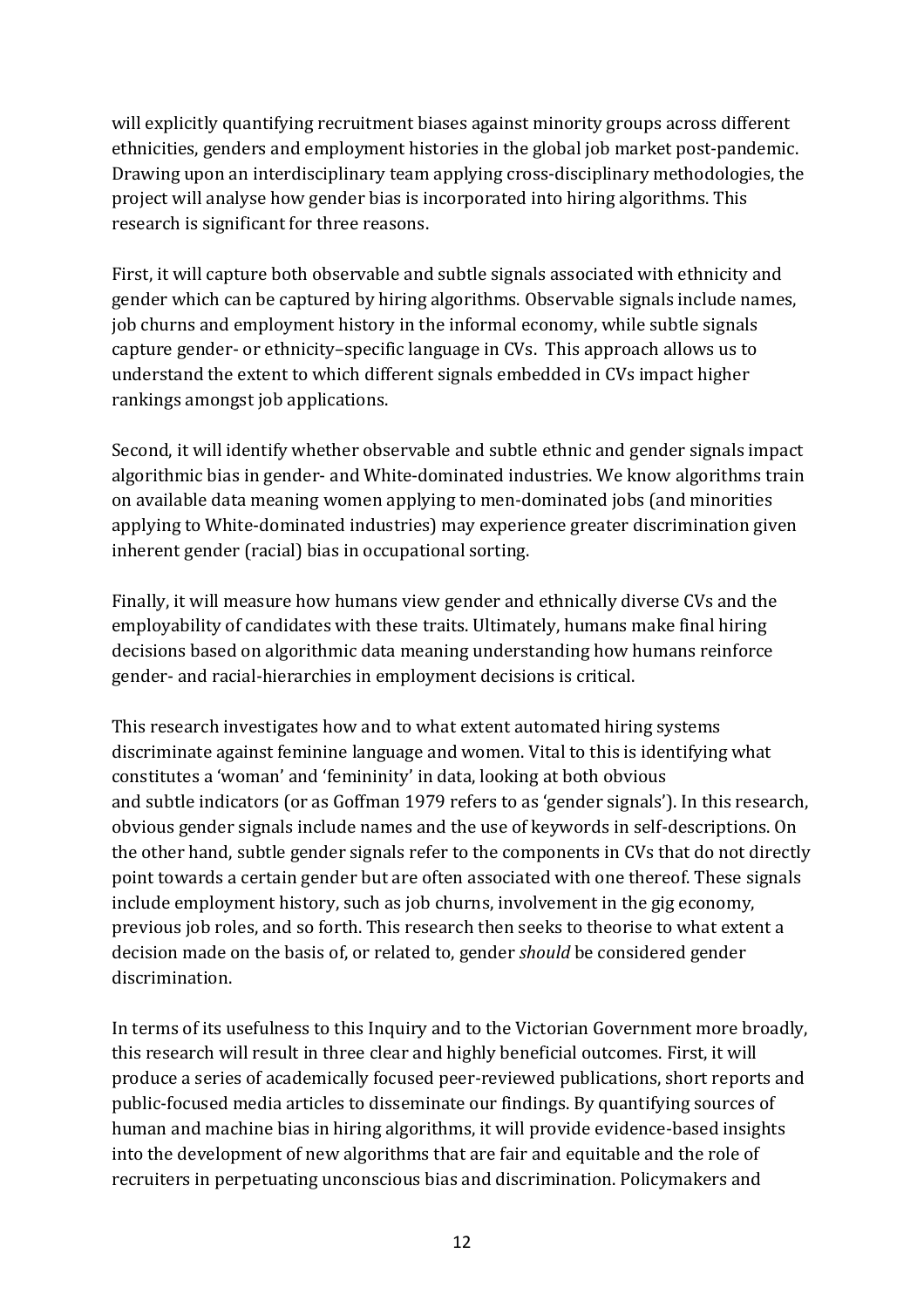will explicitly quantifying recruitment biases against minority groups across different ethnicities, genders and employment histories in the global job market post-pandemic. Drawing upon an interdisciplinary team applying cross-disciplinary methodologies, the project will analyse how gender bias is incorporated into hiring algorithms. This research is significant for three reasons.

First, it will capture both observable and subtle signals associated with ethnicity and gender which can be captured by hiring algorithms. Observable signals include names, job churns and employment history in the informal economy, while subtle signals capture gender- or ethnicity–specific language in CVs. This approach allows us to understand the extent to which different signals embedded in CVs impact higher rankings amongst job applications.

Second, it will identify whether observable and subtle ethnic and gender signals impact algorithmic bias in gender- and White-dominated industries. We know algorithms train on available data meaning women applying to men-dominated jobs (and minorities applying to White-dominated industries) may experience greater discrimination given inherent gender (racial) bias in occupational sorting.

Finally, it will measure how humans view gender and ethnically diverse CVs and the employability of candidates with these traits. Ultimately, humans make final hiring decisions based on algorithmic data meaning understanding how humans reinforce gender- and racial-hierarchies in employment decisions is critical.

This research investigates how and to what extent automated hiring systems discriminate against feminine language and women. Vital to this is identifying what constitutes a 'woman' and 'femininity' in data, looking at both obvious and subtle indicators (or as Goffman 1979 refers to as 'gender signals'). In this research, obvious gender signals include names and the use of keywords in self-descriptions. On the other hand, subtle gender signals refer to the components in CVs that do not directly point towards a certain gender but are often associated with one thereof. These signals include employment history, such as job churns, involvement in the gig economy, previous job roles, and so forth. This research then seeks to theorise to what extent a decision made on the basis of, or related to, gender *should* be considered gender discrimination.

In terms of its usefulness to this Inquiry and to the Victorian Government more broadly, this research will result in three clear and highly beneficial outcomes. First, it will produce a series of academically focused peer-reviewed publications, short reports and public-focused media articles to disseminate our findings. By quantifying sources of human and machine bias in hiring algorithms, it will provide evidence-based insights into the development of new algorithms that are fair and equitable and the role of recruiters in perpetuating unconscious bias and discrimination. Policymakers and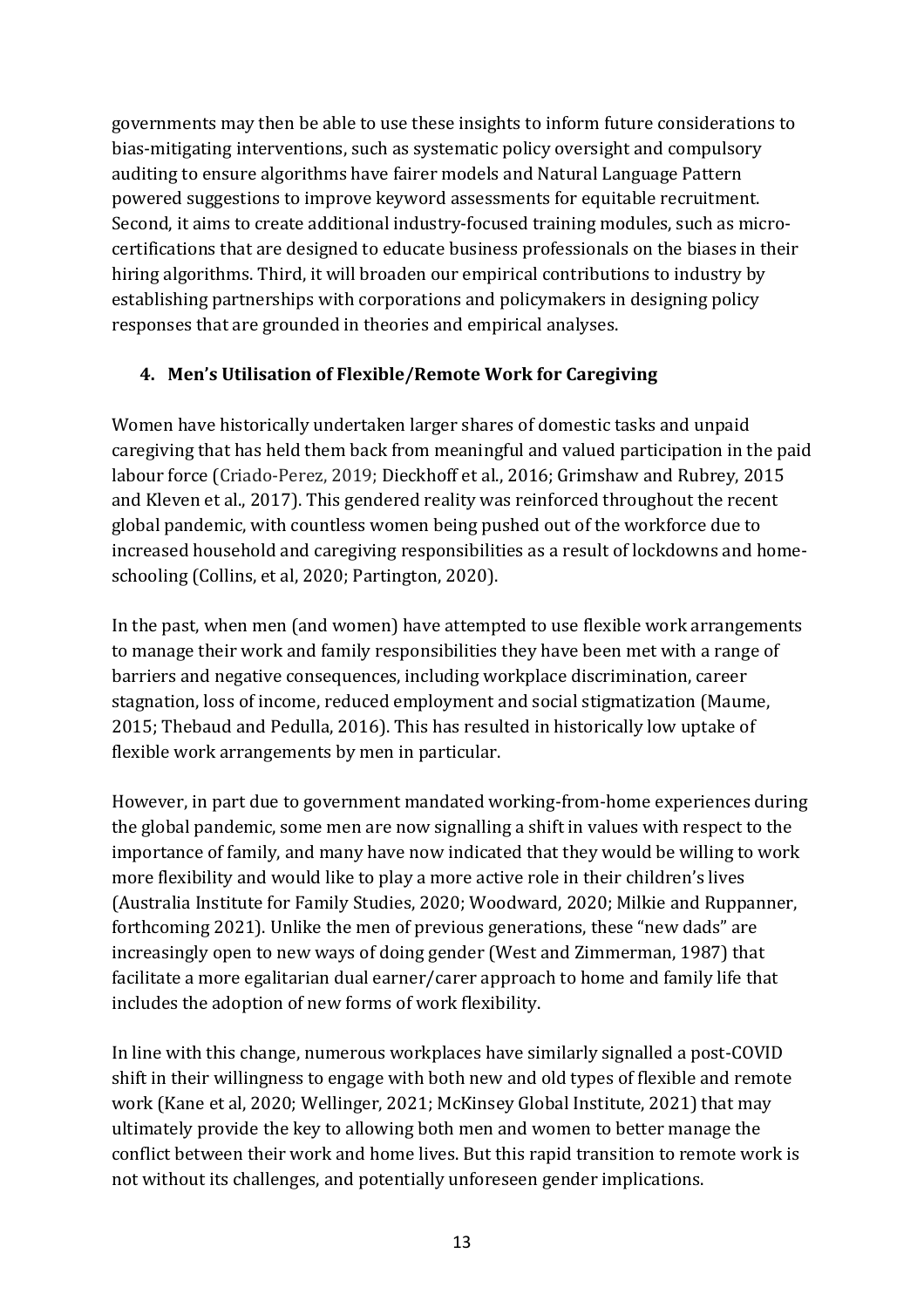governments may then be able to use these insights to inform future considerations to bias-mitigating interventions, such as systematic policy oversight and compulsory auditing to ensure algorithms have fairer models and Natural Language Pattern powered suggestions to improve keyword assessments for equitable recruitment. Second, it aims to create additional industry-focused training modules, such as micro-certifications that are designed to educate business professionals on the biases in their hiring algorithms. Third, it will broaden our empirical contributions to industry by establishing partnerships with corporations and policymakers in designing policy responses that are grounded in theories and empirical analyses.

## 4. Men's Utilisation of Flexible/Remote Work for Caregiving

Women have historically undertaken larger shares of domestic tasks and unpaid caregiving that has held them back from meaningful and valued participation in the paid labour force (Criado-Perez, 2019; Dieckhoff et al., 2016; Grimshaw and Rubrey, 2015 and Kleven et al., 2017). This gendered reality was reinforced throughout the recent global pandemic, with countless women being pushed out of the workforce due to increased household and caregiving responsibilities as a result of lockdowns and home-schooling (Collins, et al, 2020; Partington, 2020).

In the past, when men (and women) have attempted to use flexible work arrangements to manage their work and family responsibilities they have been met with a range of barriers and negative consequences, including workplace discrimination, career stagnation, loss of income, reduced employment and social stigmatization (Maume, 2015; Thebaud and Pedulla, 2016). This has resulted in historically low uptake of flexible work arrangements by men in particular.

However, in part due to government mandated working-from-home experiences during the global pandemic, some men are now signalling a shift in values with respect to the importance of family, and many have now indicated that they would be willing to work more flexibility and would like to play a more active role in their children's lives (Australia Institute for Family Studies, 2020; Woodward, 2020; Milkie and Ruppanner, forthcoming 2021). Unlike the men of previous generations, these "new dads" are increasingly open to new ways of doing gender (West and Zimmerman, 1987) that facilitate a more egalitarian dual earner/carer approach to home and family life that includes the adoption of new forms of work flexibility.

In line with this change, numerous workplaces have similarly signalled a post-COVID shift in their willingness to engage with both new and old types of flexible and remote work (Kane et al, 2020; Wellinger, 2021; McKinsey Global Institute, 2021) that may ultimately provide the key to allowing both men and women to better manage the conflict between their work and home lives. But this rapid transition to remote work is not without its challenges, and potentially unforeseen gender implications.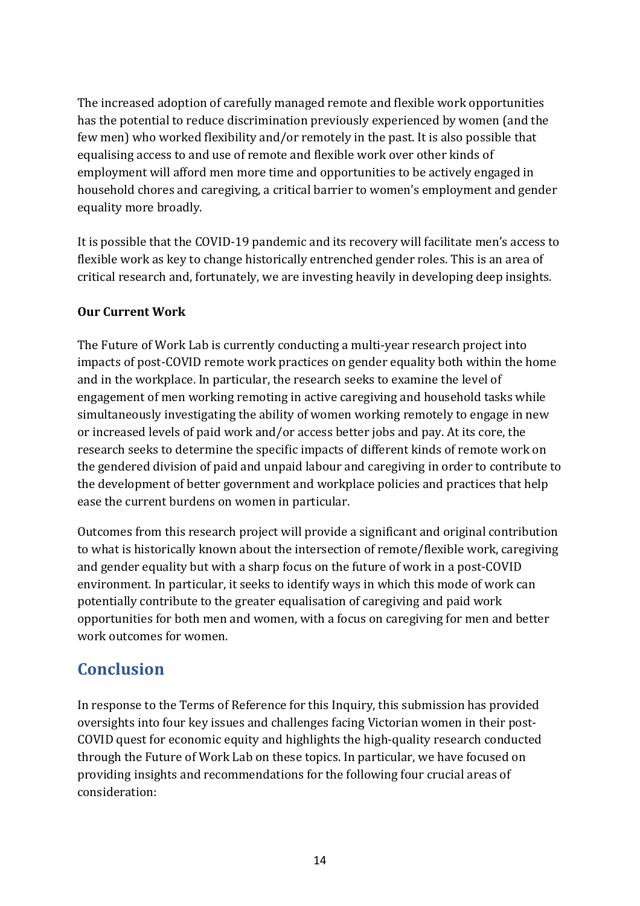The increased adoption of carefully managed remote and flexible work opportunities has the potential to reduce discrimination previously experienced by women (and the few men) who worked flexibility and/or remotely in the past. It is also possible that equalising access to and use of remote and flexible work over other kinds of employment will afford men more time and opportunities to be actively engaged in household chores and caregiving, a critical barrier to women's employment and gender equality more broadly.

It is possible that the COVID-19 pandemic and its recovery will facilitate men's access to flexible work as key to change historically entrenched gender roles. This is an area of critical research and, fortunately, we are investing heavily in developing deep insights.

**Our Current Work**

The Future of Work Lab is currently conducting a multi-year research project into impacts of post-COVID remote work practices on gender equality both within the home and in the workplace. In particular, the research seeks to examine the level of engagement of men working remoting in active caregiving and household tasks while simultaneously investigating the ability of women working remotely to engage in new or increased levels of paid work and/or access better jobs and pay. At its core, the research seeks to determine the specific impacts of different kinds of remote work on the gendered division of paid and unpaid labour and caregiving in order to contribute to the development of better government and workplace policies and practices that help ease the current burdens on women in particular.

Outcomes from this research project will provide a significant and original contribution to what is historically known about the intersection of remote/flexible work, caregiving and gender equality but with a sharp focus on the future of work in a post-COVID environment. In particular, it seeks to identify ways in which this mode of work can potentially contribute to the greater equalisation of caregiving and paid work opportunities for both men and women, with a focus on caregiving for men and better work outcomes for women.

## Conclusion

In response to the Terms of Reference for this Inquiry, this submission has provided oversights into four key issues and challenges facing Victorian women in their post-COVID quest for economic equity and highlights the high-quality research conducted through the Future of Work Lab on these topics. In particular, we have focused on providing insights and recommendations for the following four crucial areas of consideration: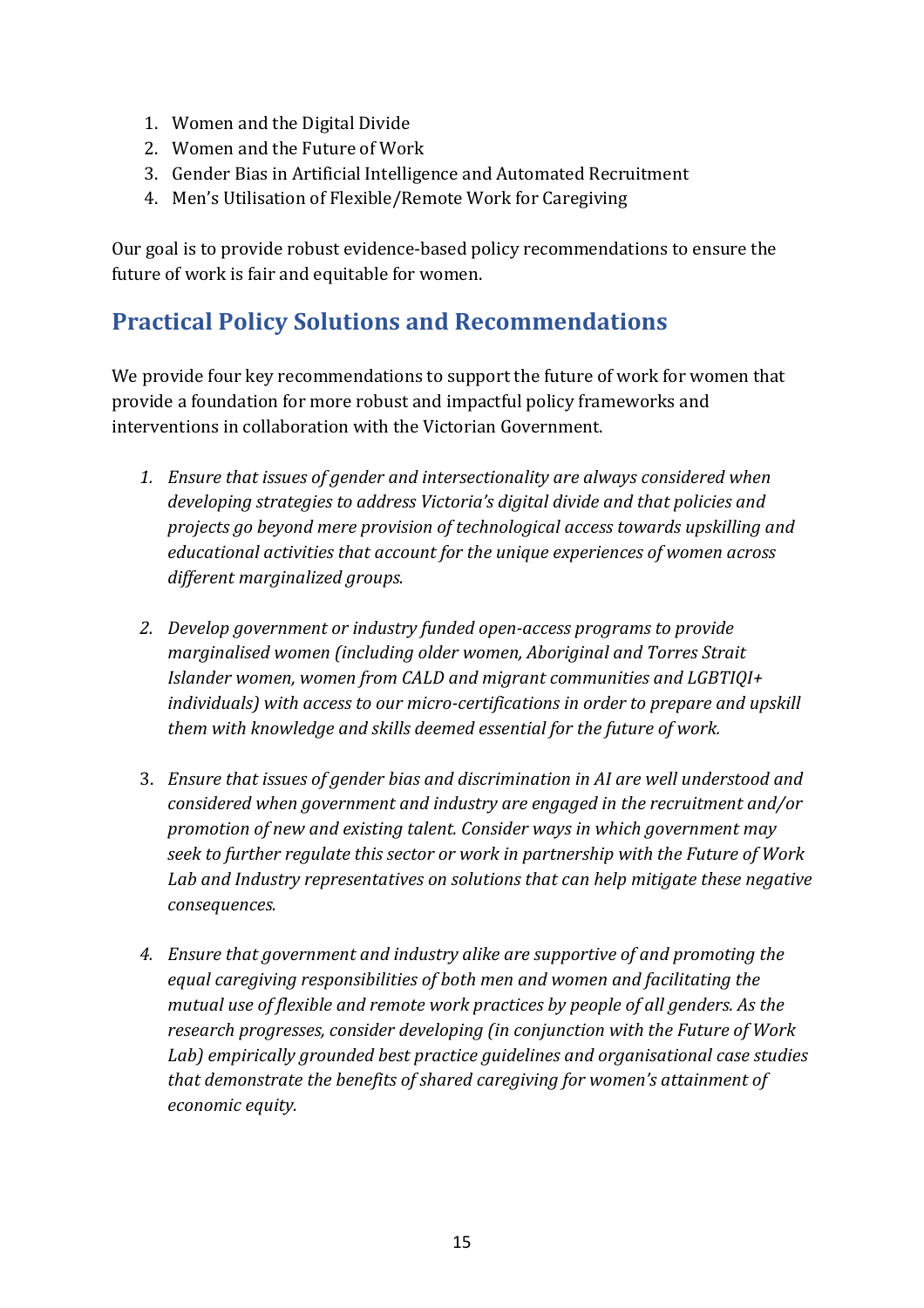1. Women and the Digital Divide
2. Women and the Future of Work
3. Gender Bias in Artificial Intelligence and Automated Recruitment
4. Men's Utilisation of Flexible/Remote Work for Caregiving

Our goal is to provide robust evidence-based policy recommendations to ensure the future of work is fair and equitable for women.

## Practical Policy Solutions and Recommendations

We provide four key recommendations to support the future of work for women that provide a foundation for more robust and impactful policy frameworks and interventions in collaboration with the Victorian Government.

1. *Ensure that issues of gender and intersectionality are always considered when developing strategies to address Victoria's digital divide and that policies and projects go beyond mere provision of technological access towards upskilling and educational activities that account for the unique experiences of women across different marginalized groups.*

2. *Develop government or industry funded open-access programs to provide marginalised women (including older women, Aboriginal and Torres Strait Islander women, women from CALD and migrant communities and LGBTIQI+ individuals) with access to our micro-certifications in order to prepare and upskill them with knowledge and skills deemed essential for the future of work.*

3. *Ensure that issues of gender bias and discrimination in AI are well understood and considered when government and industry are engaged in the recruitment and/or promotion of new and existing talent. Consider ways in which government may seek to further regulate this sector or work in partnership with the Future of Work Lab and Industry representatives on solutions that can help mitigate these negative consequences.*

4. *Ensure that government and industry alike are supportive of and promoting the equal caregiving responsibilities of both men and women and facilitating the mutual use of flexible and remote work practices by people of all genders. As the research progresses, consider developing (in conjunction with the Future of Work Lab) empirically grounded best practice guidelines and organisational case studies that demonstrate the benefits of shared caregiving for women's attainment of economic equity.*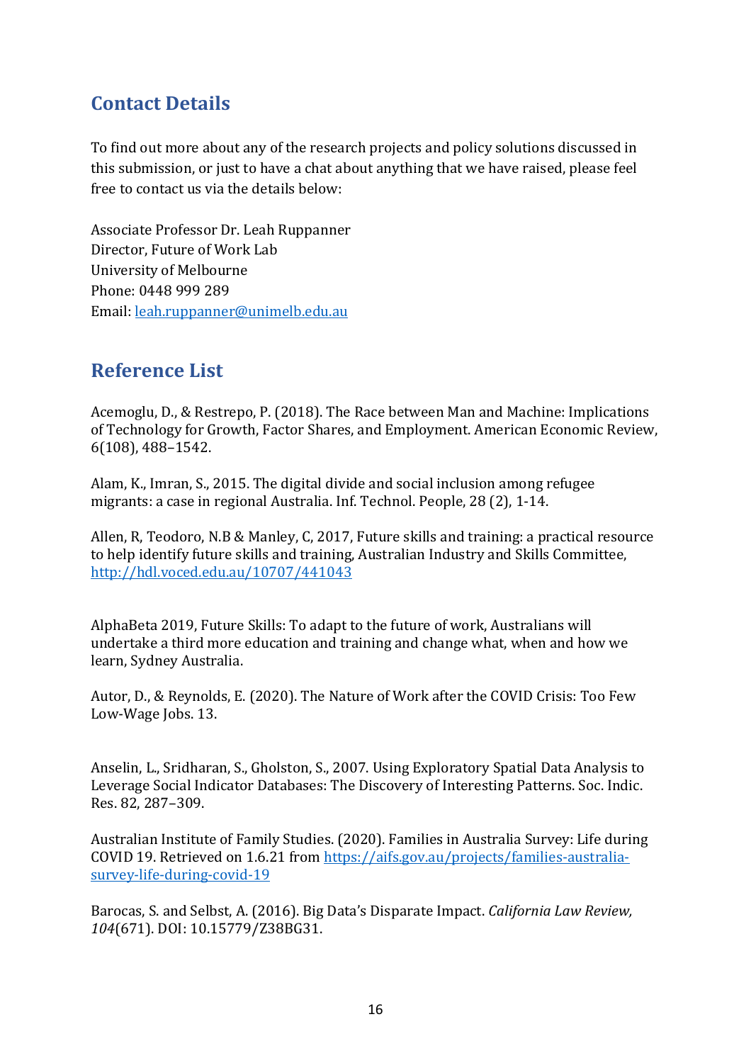## Contact Details

To find out more about any of the research projects and policy solutions discussed in this submission, or just to have a chat about anything that we have raised, please feel free to contact us via the details below:

Associate Professor Dr. Leah Ruppanner  
Director, Future of Work Lab  
University of Melbourne  
Phone: 0448 999 289  
Email: [leah.ruppanner@unimelb.edu.au](mailto:leah.ruppanner@unimelb.edu.au)

## Reference List

Acemoglu, D., & Restrepo, P. (2018). The Race between Man and Machine: Implications of Technology for Growth, Factor Shares, and Employment. American Economic Review, 6(108), 488–1542.

Alam, K., Imran, S., 2015. The digital divide and social inclusion among refugee migrants: a case in regional Australia. Inf. Technol. People, 28 (2), 1-14.

Allen, R, Teodoro, N.B & Manley, C, 2017, Future skills and training: a practical resource to help identify future skills and training, Australian Industry and Skills Committee, http://hdl.voced.edu.au/10707/441043

AlphaBeta 2019, Future Skills: To adapt to the future of work, Australians will undertake a third more education and training and change what, when and how we learn, Sydney Australia.

Autor, D., & Reynolds, E. (2020). The Nature of Work after the COVID Crisis: Too Few Low-Wage Jobs. 13.

Anselin, L., Sridharan, S., Gholston, S., 2007. Using Exploratory Spatial Data Analysis to Leverage Social Indicator Databases: The Discovery of Interesting Patterns. Soc. Indic. Res. 82, 287–309.

Australian Institute of Family Studies. (2020). Families in Australia Survey: Life during COVID 19. Retrieved on 1.6.21 from https://aifs.gov.au/projects/families-australia-survey-life-during-covid-19

Barocas, S. and Selbst, A. (2016). Big Data's Disparate Impact. *California Law Review, 104*(671). DOI: 10.15779/Z38BG31.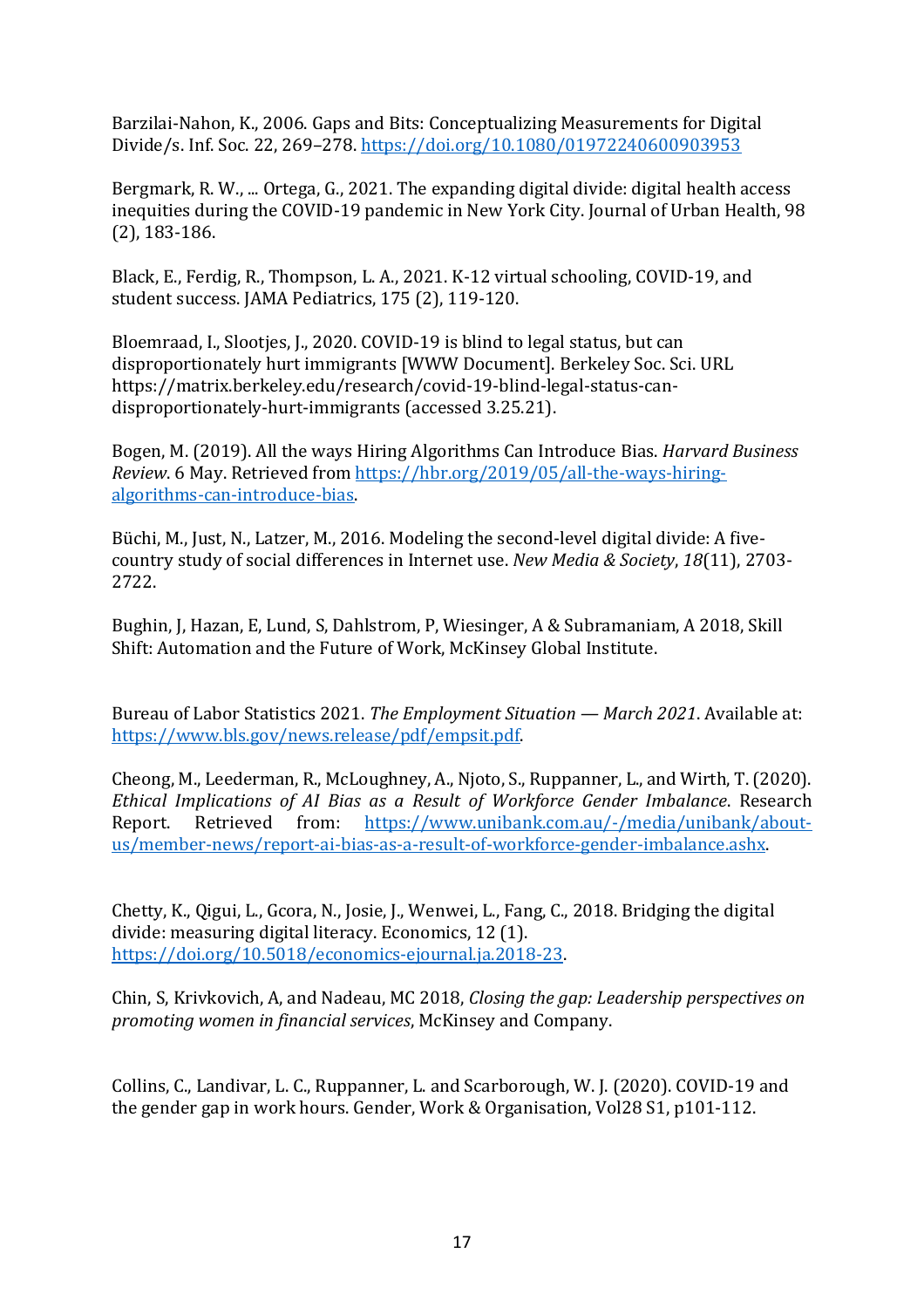Barzilai-Nahon, K., 2006. Gaps and Bits: Conceptualizing Measurements for Digital Divide/s. Inf. Soc. 22, 269–278. https://doi.org/10.1080/01972240600903953

Bergmark, R. W., ... Ortega, G., 2021. The expanding digital divide: digital health access inequities during the COVID-19 pandemic in New York City. Journal of Urban Health, 98 (2), 183-186.

Black, E., Ferdig, R., Thompson, L. A., 2021. K-12 virtual schooling, COVID-19, and student success. JAMA Pediatrics, 175 (2), 119-120.

Bloemraad, I., Slootjes, J., 2020. COVID-19 is blind to legal status, but can disproportionately hurt immigrants [WWW Document]. Berkeley Soc. Sci. URL https://matrix.berkeley.edu/research/covid-19-blind-legal-status-can-disproportionately-hurt-immigrants (accessed 3.25.21).

Bogen, M. (2019). All the ways Hiring Algorithms Can Introduce Bias. *Harvard Business Review*. 6 May. Retrieved from https://hbr.org/2019/05/all-the-ways-hiring-algorithms-can-introduce-bias.

Büchi, M., Just, N., Latzer, M., 2016. Modeling the second-level digital divide: A five-country study of social differences in Internet use. *New Media & Society*, *18*(11), 2703-2722.

Bughin, J, Hazan, E, Lund, S, Dahlstrom, P, Wiesinger, A & Subramaniam, A 2018, Skill Shift: Automation and the Future of Work, McKinsey Global Institute.

Bureau of Labor Statistics 2021. *The Employment Situation — March 2021*. Available at: https://www.bls.gov/news.release/pdf/empsit.pdf.

Cheong, M., Leederman, R., McLoughney, A., Njoto, S., Ruppanner, L., and Wirth, T. (2020). *Ethical Implications of AI Bias as a Result of Workforce Gender Imbalance*. Research Report. Retrieved from: https://www.unibank.com.au/-/media/unibank/about-us/member-news/report-ai-bias-as-a-result-of-workforce-gender-imbalance.ashx.

Chetty, K., Qigui, L., Gcora, N., Josie, J., Wenwei, L., Fang, C., 2018. Bridging the digital divide: measuring digital literacy. Economics, 12 (1). https://doi.org/10.5018/economics-ejournal.ja.2018-23.

Chin, S, Krivkovich, A, and Nadeau, MC 2018, *Closing the gap: Leadership perspectives on promoting women in financial services*, McKinsey and Company.

Collins, C., Landivar, L. C., Ruppanner, L. and Scarborough, W. J. (2020). COVID-19 and the gender gap in work hours. Gender, Work & Organisation, Vol28 S1, p101-112.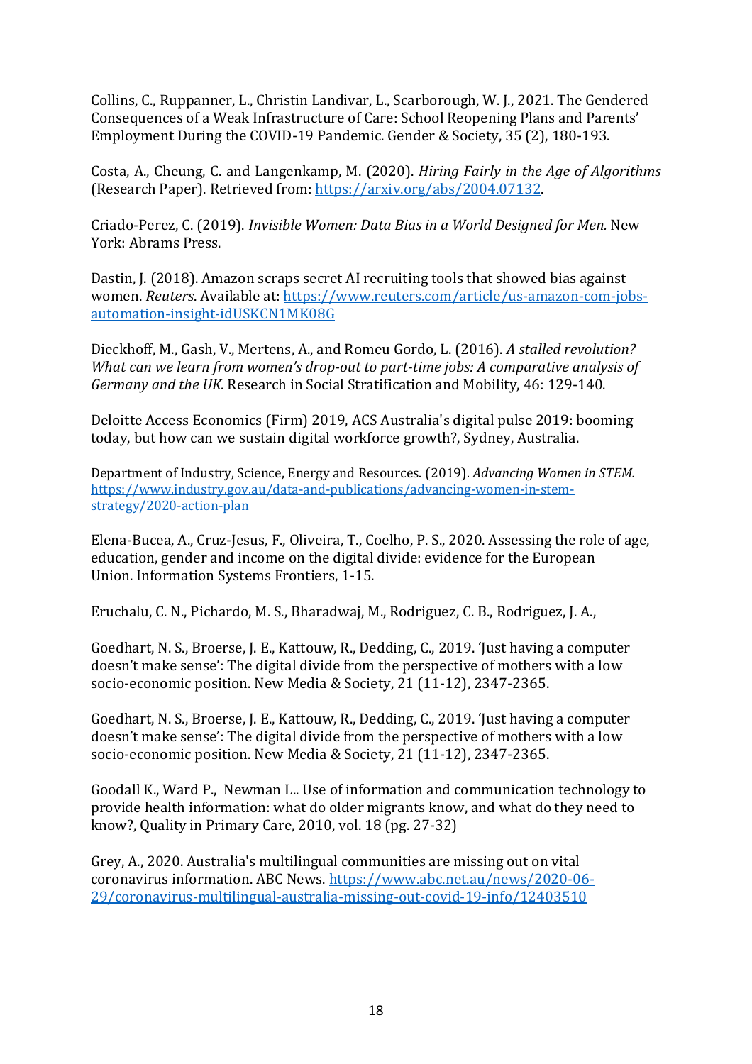Collins, C., Ruppanner, L., Christin Landivar, L., Scarborough, W. J., 2021. The Gendered Consequences of a Weak Infrastructure of Care: School Reopening Plans and Parents' Employment During the COVID-19 Pandemic. Gender & Society, 35 (2), 180-193.

Costa, A., Cheung, C. and Langenkamp, M. (2020). *Hiring Fairly in the Age of Algorithms* (Research Paper). Retrieved from: https://arxiv.org/abs/2004.07132.

Criado-Perez, C. (2019). *Invisible Women: Data Bias in a World Designed for Men*. New York: Abrams Press.

Dastin, J. (2018). Amazon scraps secret AI recruiting tools that showed bias against women. *Reuters*. Available at: https://www.reuters.com/article/us-amazon-com-jobs-automation-insight-idUSKCN1MK08G

Dieckhoff, M., Gash, V., Mertens, A., and Romeu Gordo, L. (2016). *A stalled revolution? What can we learn from women's drop-out to part-time jobs: A comparative analysis of Germany and the UK.* Research in Social Stratification and Mobility, 46: 129-140.

Deloitte Access Economics (Firm) 2019, ACS Australia's digital pulse 2019: booming today, but how can we sustain digital workforce growth?, Sydney, Australia.

Department of Industry, Science, Energy and Resources. (2019). *Advancing Women in STEM.* https://www.industry.gov.au/data-and-publications/advancing-women-in-stem-strategy/2020-action-plan

Elena-Bucea, A., Cruz-Jesus, F., Oliveira, T., Coelho, P. S., 2020. Assessing the role of age, education, gender and income on the digital divide: evidence for the European Union. Information Systems Frontiers, 1-15.

Eruchalu, C. N., Pichardo, M. S., Bharadwaj, M., Rodriguez, C. B., Rodriguez, J. A.,

Goedhart, N. S., Broerse, J. E., Kattouw, R., Dedding, C., 2019. 'Just having a computer doesn't make sense': The digital divide from the perspective of mothers with a low socio-economic position. New Media & Society, 21 (11-12), 2347-2365.

Goedhart, N. S., Broerse, J. E., Kattouw, R., Dedding, C., 2019. 'Just having a computer doesn't make sense': The digital divide from the perspective of mothers with a low socio-economic position. New Media & Society, 21 (11-12), 2347-2365.

Goodall K., Ward P., Newman L.. Use of information and communication technology to provide health information: what do older migrants know, and what do they need to know?, Quality in Primary Care, 2010, vol. 18 (pg. 27-32)

Grey, A., 2020. Australia's multilingual communities are missing out on vital coronavirus information. ABC News. https://www.abc.net.au/news/2020-06-29/coronavirus-multilingual-australia-missing-out-covid-19-info/12403510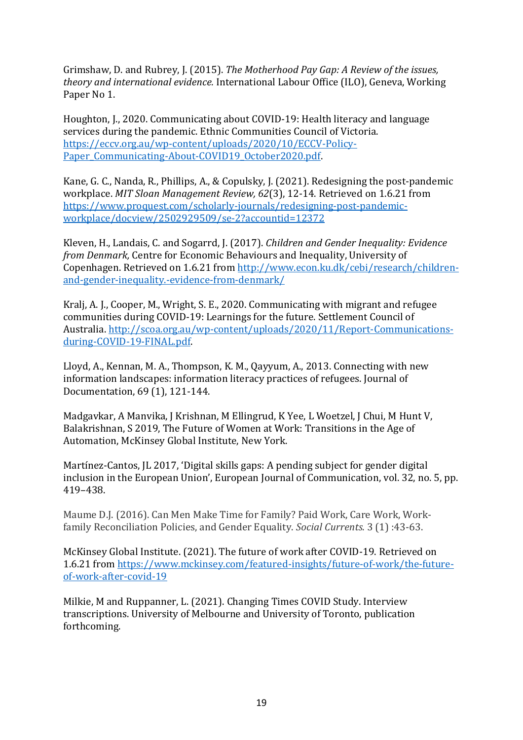Grimshaw, D. and Rubrey, J. (2015). *The Motherhood Pay Gap: A Review of the issues, theory and international evidence.* International Labour Office (ILO), Geneva, Working Paper No 1.

Houghton, J., 2020. Communicating about COVID-19: Health literacy and language services during the pandemic. Ethnic Communities Council of Victoria. [https://eccv.org.au/wp-content/uploads/2020/10/ECCV-Policy-Paper_Communicating-About-COVID19_October2020.pdf](https://eccv.org.au/wp-content/uploads/2020/10/ECCV-Policy-Paper_Communicating-About-COVID19_October2020.pdf).

Kane, G. C., Nanda, R., Phillips, A., & Copulsky, J. (2021). Redesigning the post-pandemic workplace. *MIT Sloan Management Review, 62*(3), 12-14. Retrieved on 1.6.21 from [https://www.proquest.com/scholarly-journals/redesigning-post-pandemic-workplace/docview/2502929509/se-2?accountid=12372](https://www.proquest.com/scholarly-journals/redesigning-post-pandemic-workplace/docview/2502929509/se-2?accountid=12372)

Kleven, H., Landais, C. and Sogarrd, J. (2017). *Children and Gender Inequality: Evidence from Denmark,* Centre for Economic Behaviours and Inequality, University of Copenhagen. Retrieved on 1.6.21 from [http://www.econ.ku.dk/cebi/research/children-and-gender-inequality.-evidence-from-denmark/](http://www.econ.ku.dk/cebi/research/children-and-gender-inequality.-evidence-from-denmark/)

Kralj, A. J., Cooper, M., Wright, S. E., 2020. Communicating with migrant and refugee communities during COVID-19: Learnings for the future. Settlement Council of Australia. [http://scoa.org.au/wp-content/uploads/2020/11/Report-Communications-during-COVID-19-FINAL.pdf](http://scoa.org.au/wp-content/uploads/2020/11/Report-Communications-during-COVID-19-FINAL.pdf).

Lloyd, A., Kennan, M. A., Thompson, K. M., Qayyum, A., 2013. Connecting with new information landscapes: information literacy practices of refugees. Journal of Documentation, 69 (1), 121-144.

Madgavkar, A Manvika, J Krishnan, M Ellingrud, K Yee, L Woetzel, J Chui, M Hunt V, Balakrishnan, S 2019, The Future of Women at Work: Transitions in the Age of Automation, McKinsey Global Institute, New York.

Martínez-Cantos, JL 2017, 'Digital skills gaps: A pending subject for gender digital inclusion in the European Union', European Journal of Communication, vol. 32, no. 5, pp. 419–438.

Maume D.J. (2016). Can Men Make Time for Family? Paid Work, Care Work, Work-family Reconciliation Policies, and Gender Equality. *Social Currents*. 3 (1) :43-63.

McKinsey Global Institute. (2021). The future of work after COVID-19. Retrieved on 1.6.21 from [https://www.mckinsey.com/featured-insights/future-of-work/the-future-of-work-after-covid-19](https://www.mckinsey.com/featured-insights/future-of-work/the-future-of-work-after-covid-19)

Milkie, M and Ruppanner, L. (2021). Changing Times COVID Study. Interview transcriptions. University of Melbourne and University of Toronto, publication forthcoming.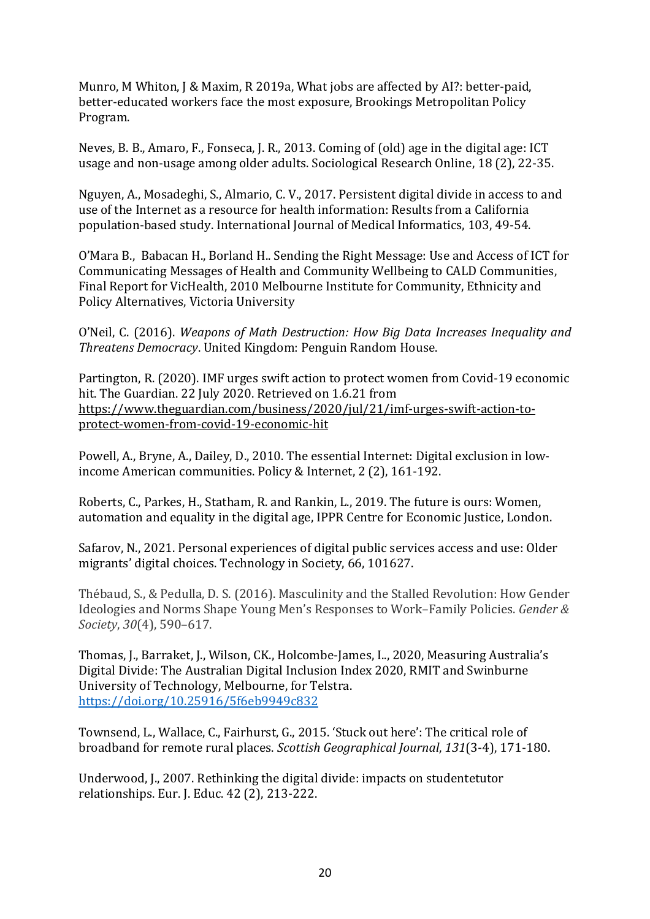Munro, M Whiton, J & Maxim, R 2019a, What jobs are affected by AI?: better-paid, better-educated workers face the most exposure, Brookings Metropolitan Policy Program.

Neves, B. B., Amaro, F., Fonseca, J. R., 2013. Coming of (old) age in the digital age: ICT usage and non-usage among older adults. Sociological Research Online, 18 (2), 22-35.

Nguyen, A., Mosadeghi, S., Almario, C. V., 2017. Persistent digital divide in access to and use of the Internet as a resource for health information: Results from a California population-based study. International Journal of Medical Informatics, 103, 49-54.

O'Mara B., Babacan H., Borland H.. Sending the Right Message: Use and Access of ICT for Communicating Messages of Health and Community Wellbeing to CALD Communities, Final Report for VicHealth, 2010 Melbourne Institute for Community, Ethnicity and Policy Alternatives, Victoria University

O'Neil, C. (2016). *Weapons of Math Destruction: How Big Data Increases Inequality and Threatens Democracy*. United Kingdom: Penguin Random House.

Partington, R. (2020). IMF urges swift action to protect women from Covid-19 economic hit. The Guardian. 22 July 2020. Retrieved on 1.6.21 from https://www.theguardian.com/business/2020/jul/21/imf-urges-swift-action-to-protect-women-from-covid-19-economic-hit

Powell, A., Bryne, A., Dailey, D., 2010. The essential Internet: Digital exclusion in low-income American communities. Policy & Internet, 2 (2), 161-192.

Roberts, C., Parkes, H., Statham, R. and Rankin, L., 2019. The future is ours: Women, automation and equality in the digital age, IPPR Centre for Economic Justice, London.

Safarov, N., 2021. Personal experiences of digital public services access and use: Older migrants' digital choices. Technology in Society, 66, 101627.

Thébaud, S., & Pedulla, D. S. (2016). Masculinity and the Stalled Revolution: How Gender Ideologies and Norms Shape Young Men's Responses to Work–Family Policies. *Gender & Society*, *30*(4), 590–617.

Thomas, J., Barraket, J., Wilson, CK., Holcombe-James, I.., 2020, Measuring Australia's Digital Divide: The Australian Digital Inclusion Index 2020, RMIT and Swinburne University of Technology, Melbourne, for Telstra. https://doi.org/10.25916/5f6eb9949c832

Townsend, L., Wallace, C., Fairhurst, G., 2015. 'Stuck out here': The critical role of broadband for remote rural places. *Scottish Geographical Journal*, *131*(3-4), 171-180.

Underwood, J., 2007. Rethinking the digital divide: impacts on studentetutor relationships. Eur. J. Educ. 42 (2), 213-222.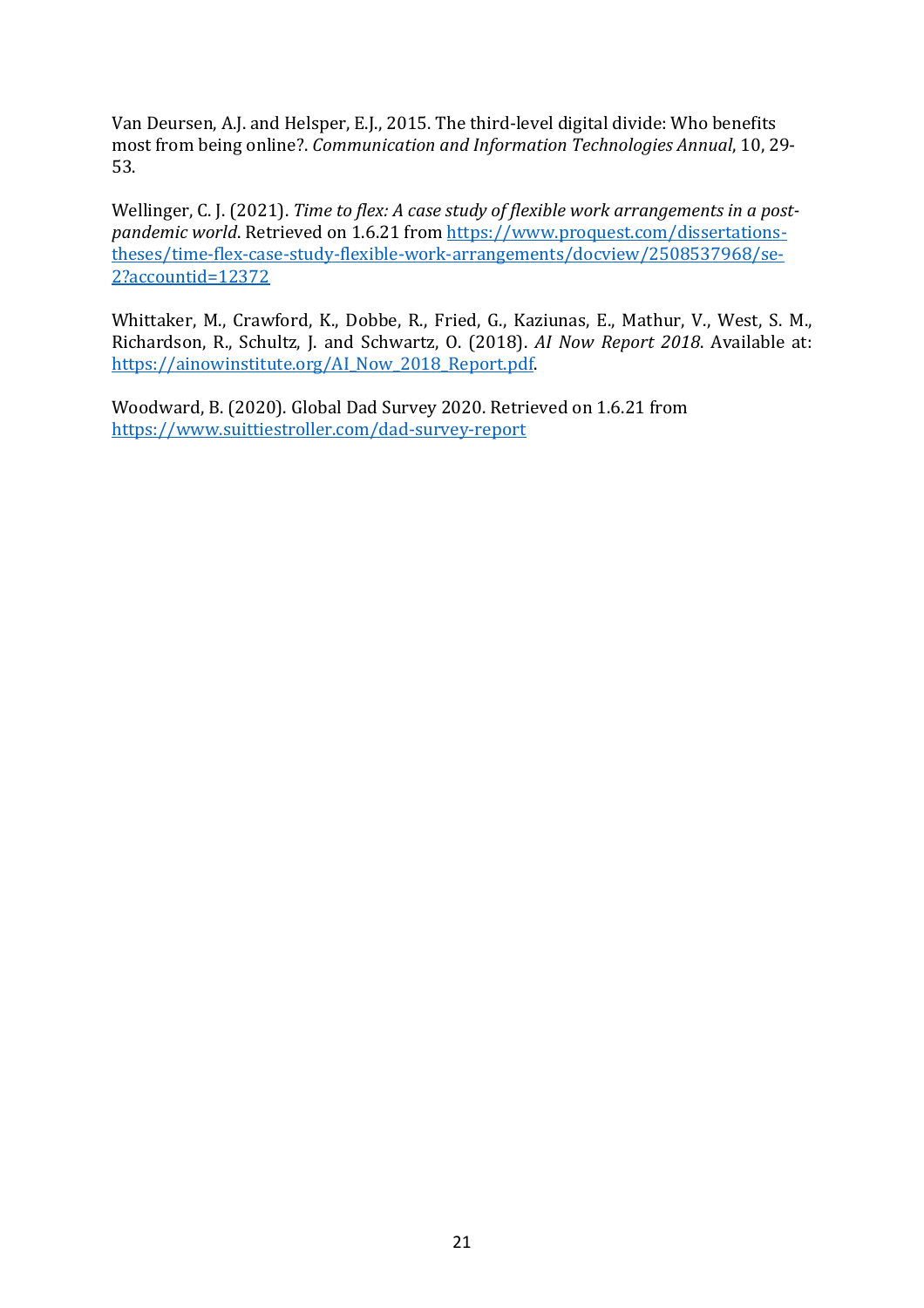Van Deursen, A.J. and Helsper, E.J., 2015. The third-level digital divide: Who benefits most from being online?. *Communication and Information Technologies Annual*, 10, 29-53.

Wellinger, C. J. (2021). *Time to flex: A case study of flexible work arrangements in a post-pandemic world*. Retrieved on 1.6.21 from [https://www.proquest.com/dissertations-theses/time-flex-case-study-flexible-work-arrangements/docview/2508537968/se-2?accountid=12372](https://www.proquest.com/dissertations-theses/time-flex-case-study-flexible-work-arrangements/docview/2508537968/se-2?accountid=12372)

Whittaker, M., Crawford, K., Dobbe, R., Fried, G., Kaziunas, E., Mathur, V., West, S. M., Richardson, R., Schultz, J. and Schwartz, O. (2018). *AI Now Report 2018*. Available at: [https://ainowinstitute.org/AI_Now_2018_Report.pdf](https://ainowinstitute.org/AI_Now_2018_Report.pdf).

Woodward, B. (2020). Global Dad Survey 2020. Retrieved on 1.6.21 from [https://www.suittiestroller.com/dad-survey-report](https://www.suittiestroller.com/dad-survey-report)